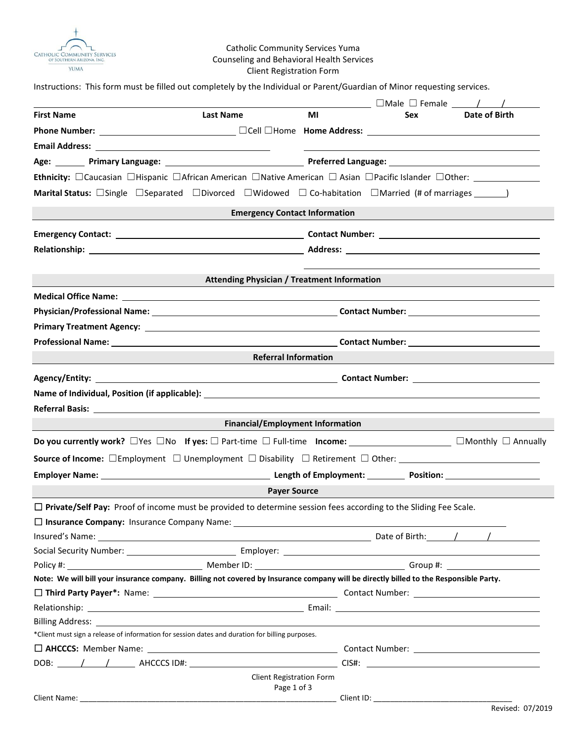Catholic Community Services Yuma
Counseling and Behavioral Health Services
Client Registration Form

Instructions: This form must be filled out completely by the Individual or Parent/Guardian of Minor requesting services.

**First Name** _______ **Last Name** _______ **MI** _______ **Sex** ☐Male ☐ Female **Date of Birth** ___/___/___

**Phone Number:** _______________ ☐Cell ☐Home **Home Address:** _______________

**Email Address:** _______________

**Age:** _______ **Primary Language:** _______________ **Preferred Language:** _______________

**Ethnicity:** ☐Caucasian ☐Hispanic ☐African American ☐Native American ☐ Asian ☐Pacific Islander ☐Other: _______

**Marital Status:** ☐Single ☐Separated ☐Divorced ☐Widowed ☐ Co-habitation ☐Married (# of marriages _______)

## Emergency Contact Information

**Emergency Contact:** _______________ **Contact Number:** _______________

**Relationship:** _______________ **Address:** _______________

## Attending Physician / Treatment Information

**Medical Office Name:** _______________

**Physician/Professional Name:** _______________ **Contact Number:** _______________

**Primary Treatment Agency:** _______________

**Professional Name:** _______________ **Contact Number:** _______________

## Referral Information

**Agency/Entity:** _______________ **Contact Number:** _______________

**Name of Individual, Position (if applicable):** _______________

**Referral Basis:** _______________

## Financial/Employment Information

**Do you currently work?** ☐Yes ☐No **If yes:** ☐ Part-time ☐ Full-time **Income:** _______________ ☐Monthly ☐ Annually

**Source of Income:** ☐Employment ☐ Unemployment ☐ Disability ☐ Retirement ☐ Other: _______________

**Employer Name:** _______________ **Length of Employment:** _______ **Position:** _______________

## Payer Source

☐ **Private/Self Pay:** Proof of income must be provided to determine session fees according to the Sliding Fee Scale.

☐ **Insurance Company:** Insurance Company Name: _______________

Insured's Name: _______________ Date of Birth: ___/___/___

Social Security Number: _______________ Employer: _______________

Policy #: _______________ Member ID: _______________ Group #: _______________

**Note: We will bill your insurance company. Billing not covered by Insurance company will be directly billed to the Responsible Party.**

☐ **Third Party Payer*:** Name: _______________ Contact Number: _______________

Relationship: _______________ Email: _______________

Billing Address: _______________

*Client must sign a release of information for session dates and duration for billing purposes.

☐ **AHCCCS:** Member Name: _______________ Contact Number: _______________

DOB: ___/___/___ AHCCCS ID#: _______________ CIS#: _______________

Client Name: _______________ Client ID: _______________

Revised: 07/2019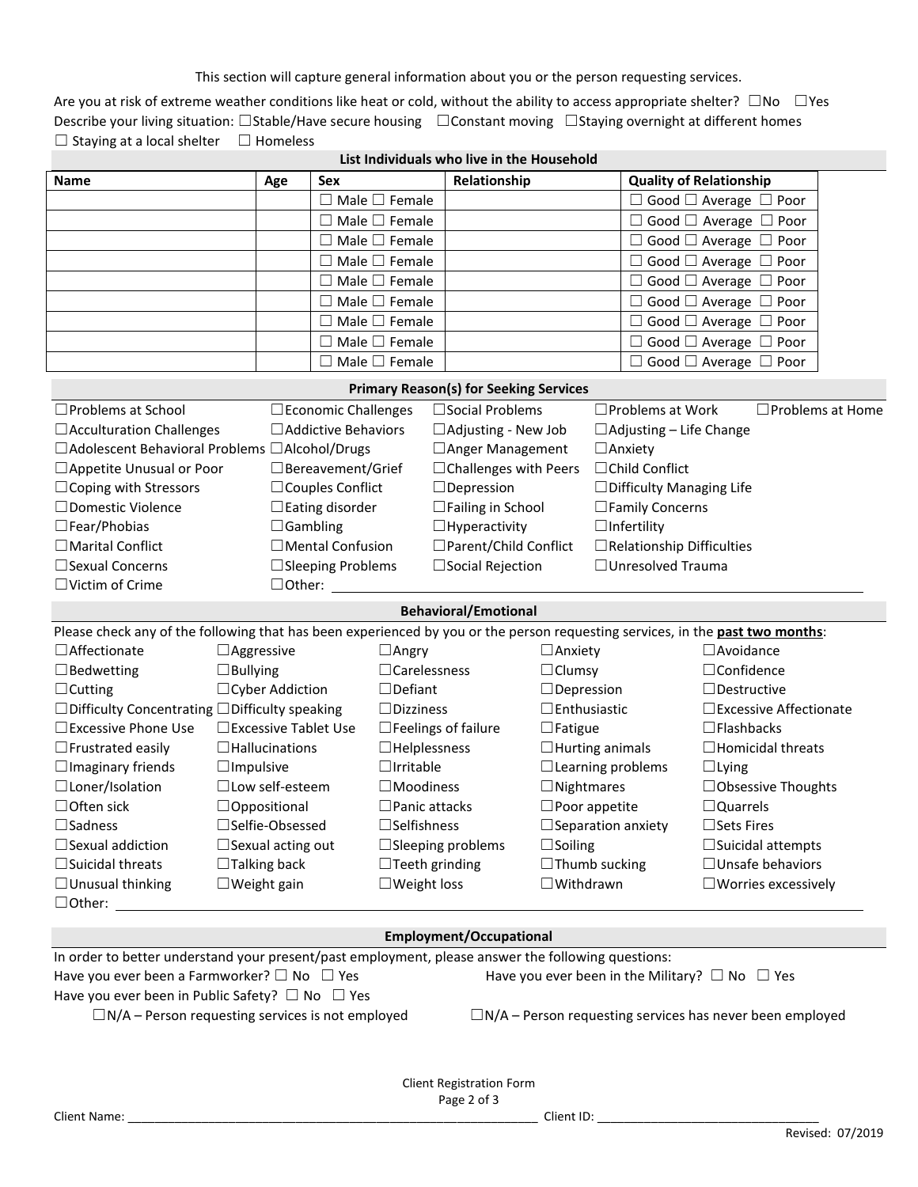This section will capture general information about you or the person requesting services.

Are you at risk of extreme weather conditions like heat or cold, without the ability to access appropriate shelter? ☐No ☐Yes

Describe your living situation: ☐Stable/Have secure housing ☐Constant moving ☐Staying overnight at different homes ☐ Staying at a local shelter ☐ Homeless

## List Individuals who live in the Household

| Name | Age | Sex | Relationship | Quality of Relationship |
|---|---|---|---|---|
| | | ☐ Male ☐ Female | | ☐ Good ☐ Average ☐ Poor |
| | | ☐ Male ☐ Female | | ☐ Good ☐ Average ☐ Poor |
| | | ☐ Male ☐ Female | | ☐ Good ☐ Average ☐ Poor |
| | | ☐ Male ☐ Female | | ☐ Good ☐ Average ☐ Poor |
| | | ☐ Male ☐ Female | | ☐ Good ☐ Average ☐ Poor |
| | | ☐ Male ☐ Female | | ☐ Good ☐ Average ☐ Poor |
| | | ☐ Male ☐ Female | | ☐ Good ☐ Average ☐ Poor |
| | | ☐ Male ☐ Female | | ☐ Good ☐ Average ☐ Poor |
| | | ☐ Male ☐ Female | | ☐ Good ☐ Average ☐ Poor |

## Primary Reason(s) for Seeking Services

| | | | | |
|---|---|---|---|---|
| ☐Problems at School | ☐Economic Challenges | ☐Social Problems | ☐Problems at Work | ☐Problems at Home |
| ☐Acculturation Challenges | ☐Addictive Behaviors | ☐Adjusting - New Job | ☐Adjusting – Life Change | |
| ☐Adolescent Behavioral Problems | ☐Alcohol/Drugs | ☐Anger Management | ☐Anxiety | |
| ☐Appetite Unusual or Poor | ☐Bereavement/Grief | ☐Challenges with Peers | ☐Child Conflict | |
| ☐Coping with Stressors | ☐Couples Conflict | ☐Depression | ☐Difficulty Managing Life | |
| ☐Domestic Violence | ☐Eating disorder | ☐Failing in School | ☐Family Concerns | |
| ☐Fear/Phobias | ☐Gambling | ☐Hyperactivity | ☐Infertility | |
| ☐Marital Conflict | ☐Mental Confusion | ☐Parent/Child Conflict | ☐Relationship Difficulties | |
| ☐Sexual Concerns | ☐Sleeping Problems | ☐Social Rejection | ☐Unresolved Trauma | |
| ☐Victim of Crime | ☐Other: ________ | | | |

## Behavioral/Emotional

Please check any of the following that has been experienced by you or the person requesting services, in the **past two months**:

| | | | | |
|---|---|---|---|---|
| ☐Affectionate | ☐Aggressive | ☐Angry | ☐Anxiety | ☐Avoidance |
| ☐Bedwetting | ☐Bullying | ☐Carelessness | ☐Clumsy | ☐Confidence |
| ☐Cutting | ☐Cyber Addiction | ☐Defiant | ☐Depression | ☐Destructive |
| ☐Difficulty Concentrating | ☐Difficulty speaking | ☐Dizziness | ☐Enthusiastic | ☐Excessive Affectionate |
| ☐Excessive Phone Use | ☐Excessive Tablet Use | ☐Feelings of failure | ☐Fatigue | ☐Flashbacks |
| ☐Frustrated easily | ☐Hallucinations | ☐Helplessness | ☐Hurting animals | ☐Homicidal threats |
| ☐Imaginary friends | ☐Impulsive | ☐Irritable | ☐Learning problems | ☐Lying |
| ☐Loner/Isolation | ☐Low self-esteem | ☐Moodiness | ☐Nightmares | ☐Obsessive Thoughts |
| ☐Often sick | ☐Oppositional | ☐Panic attacks | ☐Poor appetite | ☐Quarrels |
| ☐Sadness | ☐Selfie-Obsessed | ☐Selfishness | ☐Separation anxiety | ☐Sets Fires |
| ☐Sexual addiction | ☐Sexual acting out | ☐Sleeping problems | ☐Soiling | ☐Suicidal attempts |
| ☐Suicidal threats | ☐Talking back | ☐Teeth grinding | ☐Thumb sucking | ☐Unsafe behaviors |
| ☐Unusual thinking | ☐Weight gain | ☐Weight loss | ☐Withdrawn | ☐Worries excessively |

☐Other: ________

## Employment/Occupational

In order to better understand your present/past employment, please answer the following questions:

Have you ever been a Farmworker? ☐ No ☐ Yes

Have you ever been in the Military? ☐ No ☐ Yes

Have you ever been in Public Safety? ☐ No ☐ Yes

☐N/A – Person requesting services is not employed

☐N/A – Person requesting services has never been employed

Client Registration Form

Client Name: ________ Client ID: ________

Revised: 07/2019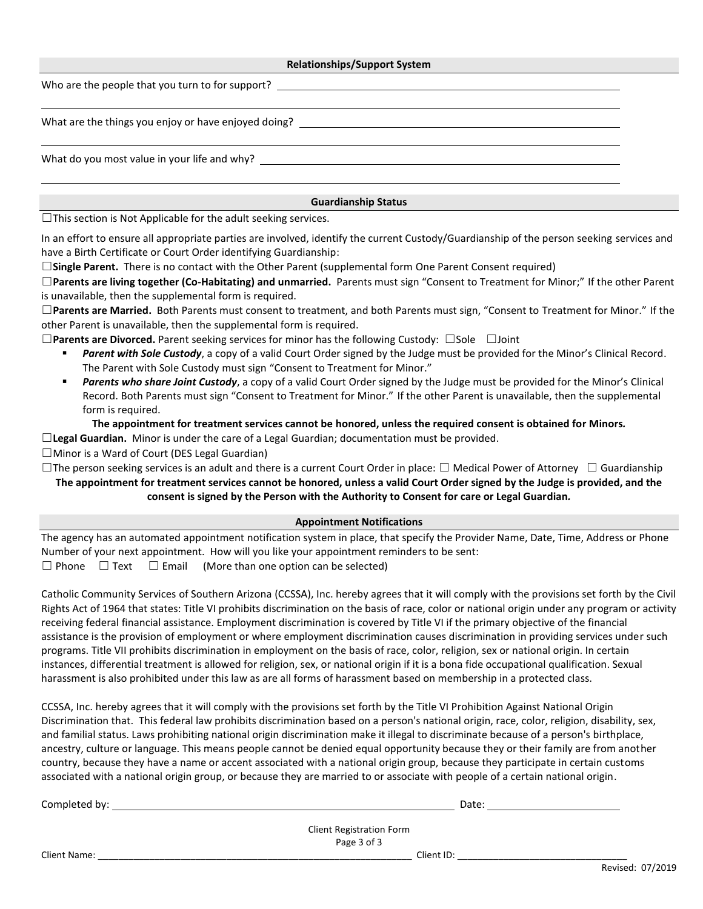## Relationships/Support System

Who are the people that you turn to for support? ______________________________

What are the things you enjoy or have enjoyed doing? ______________________________

What do you most value in your life and why? ______________________________

## Guardianship Status

☐This section is Not Applicable for the adult seeking services.

In an effort to ensure all appropriate parties are involved, identify the current Custody/Guardianship of the person seeking services and have a Birth Certificate or Court Order identifying Guardianship:

☐**Single Parent.** There is no contact with the Other Parent (supplemental form One Parent Consent required)

☐**Parents are living together (Co-Habitating) and unmarried.** Parents must sign "Consent to Treatment for Minor;" If the other Parent is unavailable, then the supplemental form is required.

☐**Parents are Married.** Both Parents must consent to treatment, and both Parents must sign, "Consent to Treatment for Minor." If the other Parent is unavailable, then the supplemental form is required.

☐**Parents are Divorced.** Parent seeking services for minor has the following Custody: ☐Sole ☐Joint

- ***Parent with Sole Custody***, a copy of a valid Court Order signed by the Judge must be provided for the Minor's Clinical Record. The Parent with Sole Custody must sign "Consent to Treatment for Minor."
- ***Parents who share Joint Custody***, a copy of a valid Court Order signed by the Judge must be provided for the Minor's Clinical Record. Both Parents must sign "Consent to Treatment for Minor." If the other Parent is unavailable, then the supplemental form is required.

**The appointment for treatment services cannot be honored, unless the required consent is obtained for Minors.**

☐**Legal Guardian.** Minor is under the care of a Legal Guardian; documentation must be provided.

☐Minor is a Ward of Court (DES Legal Guardian)

☐The person seeking services is an adult and there is a current Court Order in place: ☐ Medical Power of Attorney ☐ Guardianship

**The appointment for treatment services cannot be honored, unless a valid Court Order signed by the Judge is provided, and the consent is signed by the Person with the Authority to Consent for care or Legal Guardian.**

## Appointment Notifications

The agency has an automated appointment notification system in place, that specify the Provider Name, Date, Time, Address or Phone Number of your next appointment. How will you like your appointment reminders to be sent:

☐ Phone ☐ Text ☐ Email (More than one option can be selected)

Catholic Community Services of Southern Arizona (CCSSA), Inc. hereby agrees that it will comply with the provisions set forth by the Civil Rights Act of 1964 that states: Title VI prohibits discrimination on the basis of race, color or national origin under any program or activity receiving federal financial assistance. Employment discrimination is covered by Title VI if the primary objective of the financial assistance is the provision of employment or where employment discrimination causes discrimination in providing services under such programs. Title VII prohibits discrimination in employment on the basis of race, color, religion, sex or national origin. In certain instances, differential treatment is allowed for religion, sex, or national origin if it is a bona fide occupational qualification. Sexual harassment is also prohibited under this law as are all forms of harassment based on membership in a protected class.

CCSSA, Inc. hereby agrees that it will comply with the provisions set forth by the Title VI Prohibition Against National Origin Discrimination that. This federal law prohibits discrimination based on a person's national origin, race, color, religion, disability, sex, and familial status. Laws prohibiting national origin discrimination make it illegal to discriminate because of a person's birthplace, ancestry, culture or language. This means people cannot be denied equal opportunity because they or their family are from another country, because they have a name or accent associated with a national origin group, because they participate in certain customs associated with a national origin group, or because they are married to or associate with people of a certain national origin.

Completed by: ______________________________ Date: ____________

Client Registration Form

Client Name: ______________________________ Client ID: ______________________________

Revised: 07/2019